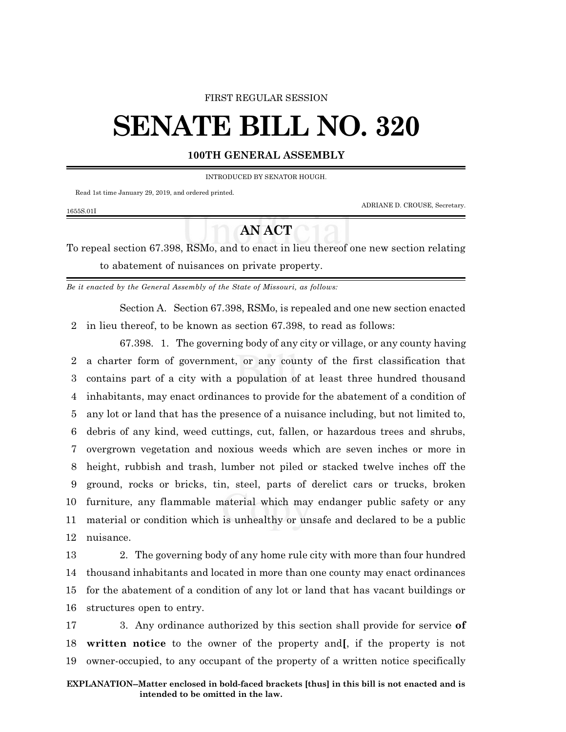FIRST REGULAR SESSION

# SENATE BILL NO. 320

**100TH GENERAL ASSEMBLY**

INTRODUCED BY SENATOR HOUGH.

Read 1st time January 29, 2019, and ordered printed.

ADRIANE D. CROUSE, Secretary.

1655S.01I

## AN ACT

To repeal section 67.398, RSMo, and to enact in lieu thereof one new section relating to abatement of nuisances on private property.

*Be it enacted by the General Assembly of the State of Missouri, as follows:*

Section A. Section 67.398, RSMo, is repealed and one new section enacted in lieu thereof, to be known as section 67.398, to read as follows:

67.398. 1. The governing body of any city or village, or any county having a charter form of government, or any county of the first classification that contains part of a city with a population of at least three hundred thousand inhabitants, may enact ordinances to provide for the abatement of a condition of any lot or land that has the presence of a nuisance including, but not limited to, debris of any kind, weed cuttings, cut, fallen, or hazardous trees and shrubs, overgrown vegetation and noxious weeds which are seven inches or more in height, rubbish and trash, lumber not piled or stacked twelve inches off the ground, rocks or bricks, tin, steel, parts of derelict cars or trucks, broken furniture, any flammable material which may endanger public safety or any material or condition which is unhealthy or unsafe and declared to be a public nuisance.

2. The governing body of any home rule city with more than four hundred thousand inhabitants and located in more than one county may enact ordinances for the abatement of a condition of any lot or land that has vacant buildings or structures open to entry.

3. Any ordinance authorized by this section shall provide for service **of written notice** to the owner of the property and**[**, if the property is not owner-occupied, to any occupant of the property of a written notice specifically

**EXPLANATION–Matter enclosed in bold-faced brackets [thus] in this bill is not enacted and is intended to be omitted in the law.**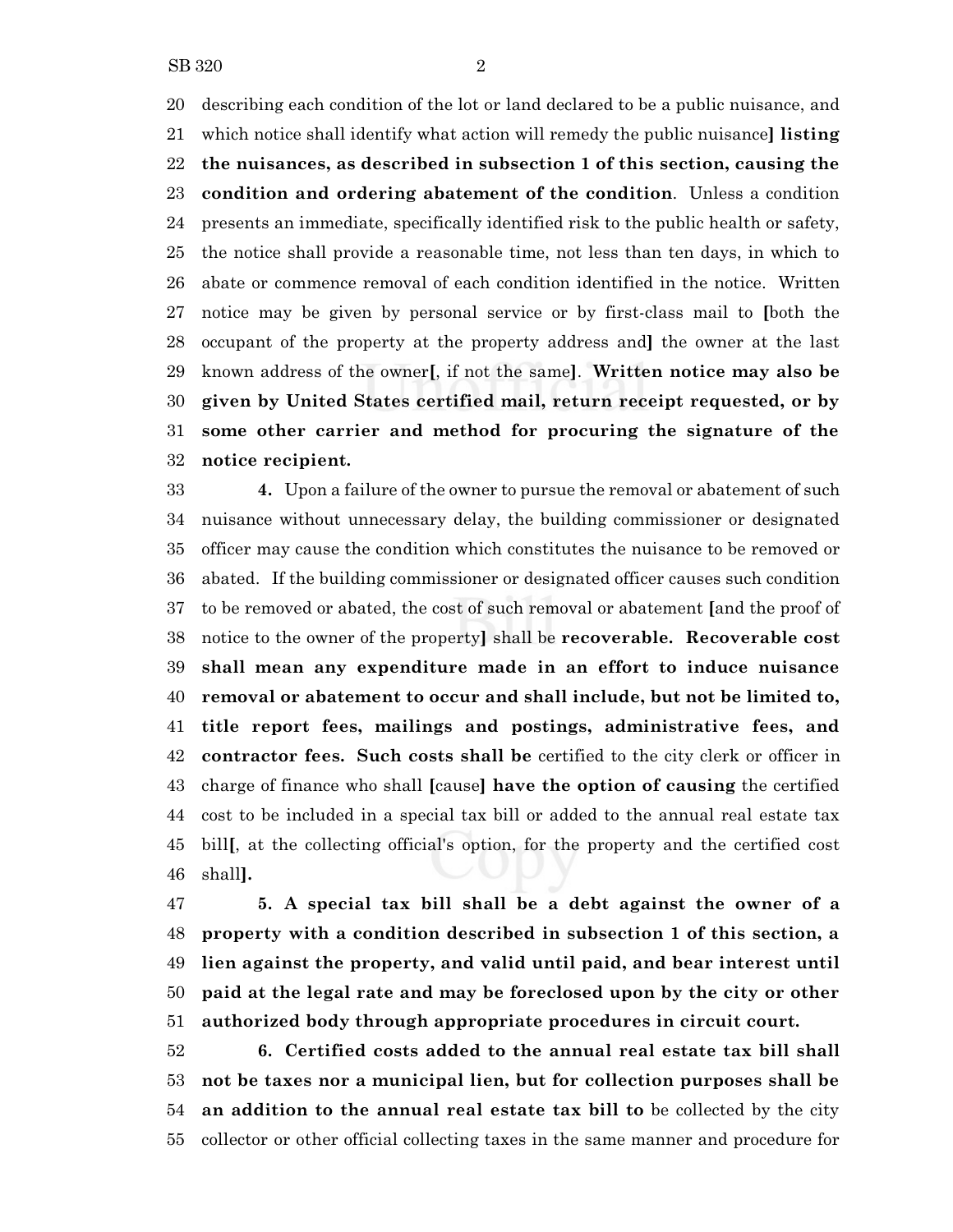describing each condition of the lot or land declared to be a public nuisance, and which notice shall identify what action will remedy the public nuisance] **listing the nuisances, as described in subsection 1 of this section, causing the condition and ordering abatement of the condition**. Unless a condition presents an immediate, specifically identified risk to the public health or safety, the notice shall provide a reasonable time, not less than ten days, in which to abate or commence removal of each condition identified in the notice. Written notice may be given by personal service or by first-class mail to [both the occupant of the property at the property address and] the owner at the last known address of the owner[, if not the same]. **Written notice may also be given by United States certified mail, return receipt requested, or by some other carrier and method for procuring the signature of the notice recipient.**

**4.** Upon a failure of the owner to pursue the removal or abatement of such nuisance without unnecessary delay, the building commissioner or designated officer may cause the condition which constitutes the nuisance to be removed or abated. If the building commissioner or designated officer causes such condition to be removed or abated, the cost of such removal or abatement [and the proof of notice to the owner of the property] shall be **recoverable. Recoverable cost shall mean any expenditure made in an effort to induce nuisance removal or abatement to occur and shall include, but not be limited to, title report fees, mailings and postings, administrative fees, and contractor fees. Such costs shall be** certified to the city clerk or officer in charge of finance who shall [cause] **have the option of causing** the certified cost to be included in a special tax bill or added to the annual real estate tax bill[, at the collecting official's option, for the property and the certified cost shall].

**5. A special tax bill shall be a debt against the owner of a property with a condition described in subsection 1 of this section, a lien against the property, and valid until paid, and bear interest until paid at the legal rate and may be foreclosed upon by the city or other authorized body through appropriate procedures in circuit court.**

**6. Certified costs added to the annual real estate tax bill shall not be taxes nor a municipal lien, but for collection purposes shall be an addition to the annual real estate tax bill to** be collected by the city collector or other official collecting taxes in the same manner and procedure for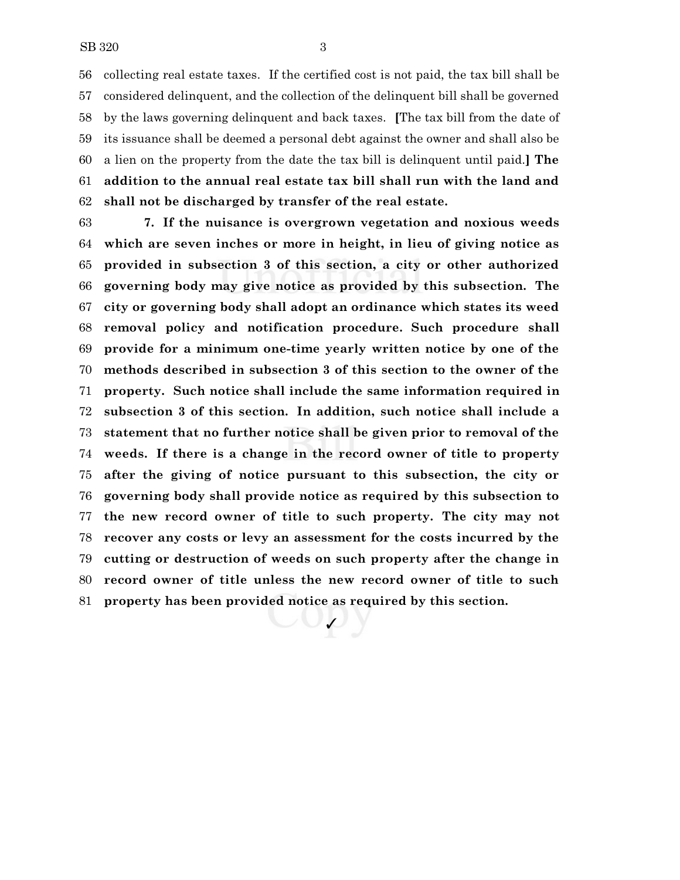56 collecting real estate taxes. If the certified cost is not paid, the tax bill shall be
57 considered delinquent, and the collection of the delinquent bill shall be governed
58 by the laws governing delinquent and back taxes. **[**The tax bill from the date of
59 its issuance shall be deemed a personal debt against the owner and shall also be
60 a lien on the property from the date the tax bill is delinquent until paid.**] The
61 addition to the annual real estate tax bill shall run with the land and
62 shall not be discharged by transfer of the real estate.**

63 **7. If the nuisance is overgrown vegetation and noxious weeds
64 which are seven inches or more in height, in lieu of giving notice as
65 provided in subsection 3 of this section, a city or other authorized
66 governing body may give notice as provided by this subsection. The
67 city or governing body shall adopt an ordinance which states its weed
68 removal policy and notification procedure. Such procedure shall
69 provide for a minimum one-time yearly written notice by one of the
70 methods described in subsection 3 of this section to the owner of the
71 property. Such notice shall include the same information required in
72 subsection 3 of this section. In addition, such notice shall include a
73 statement that no further notice shall be given prior to removal of the
74 weeds. If there is a change in the record owner of title to property
75 after the giving of notice pursuant to this subsection, the city or
76 governing body shall provide notice as required by this subsection to
77 the new record owner of title to such property. The city may not
78 recover any costs or levy an assessment for the costs incurred by the
79 cutting or destruction of weeds on such property after the change in
80 record owner of title unless the new record owner of title to such
81 property has been provided notice as required by this section.**

✓